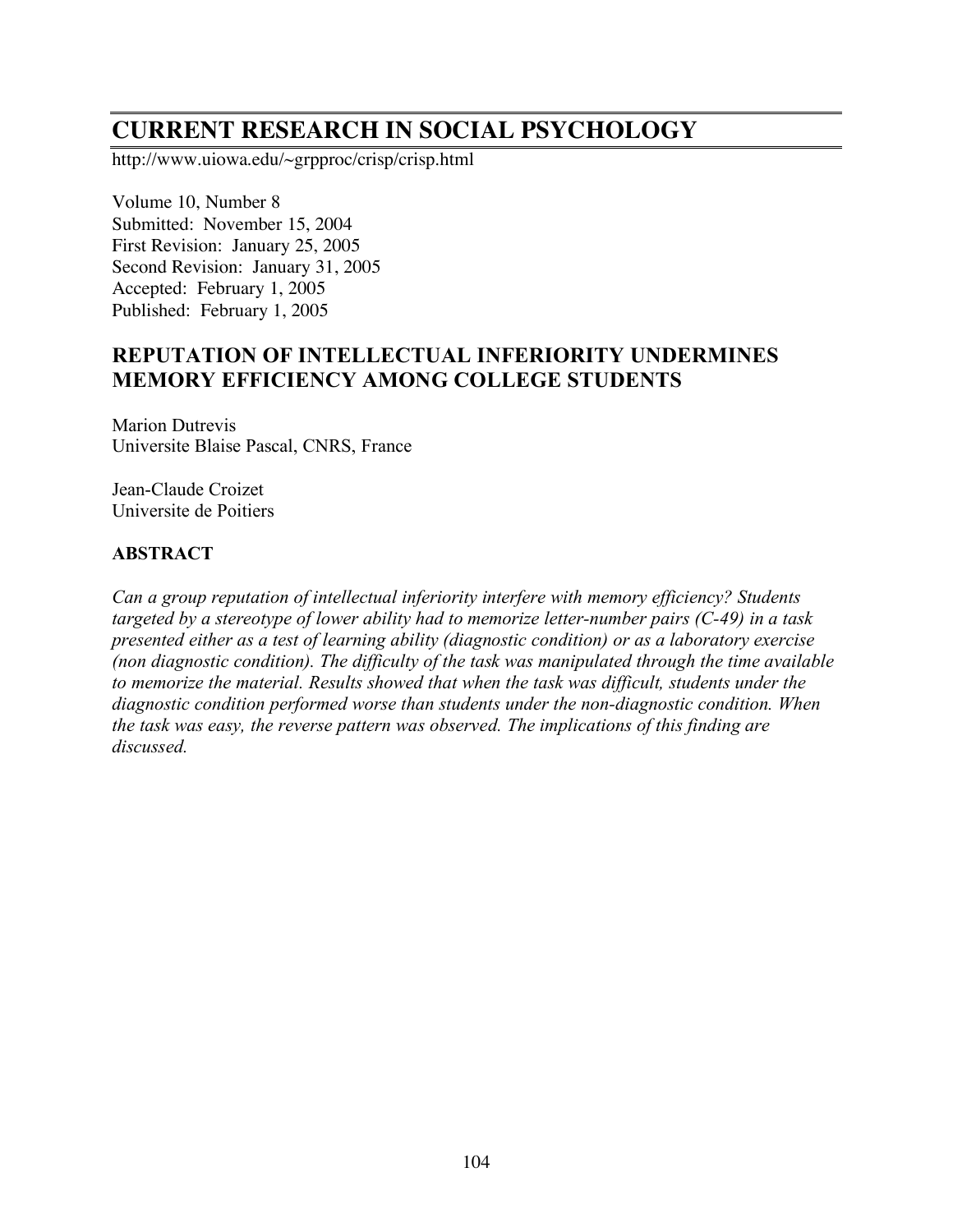# CURRENT RESEARCH IN SOCIAL PSYCHOLOGY

http://www.uiowa.edu/~grpproc/crisp/crisp.html

Volume 10, Number 8
Submitted: November 15, 2004
First Revision: January 25, 2005
Second Revision: January 31, 2005
Accepted: February 1, 2005
Published: February 1, 2005

## REPUTATION OF INTELLECTUAL INFERIORITY UNDERMINES MEMORY EFFICIENCY AMONG COLLEGE STUDENTS

Marion Dutrevis
Universite Blaise Pascal, CNRS, France

Jean-Claude Croizet
Universite de Poitiers

### ABSTRACT

*Can a group reputation of intellectual inferiority interfere with memory efficiency? Students targeted by a stereotype of lower ability had to memorize letter-number pairs (C-49) in a task presented either as a test of learning ability (diagnostic condition) or as a laboratory exercise (non diagnostic condition). The difficulty of the task was manipulated through the time available to memorize the material. Results showed that when the task was difficult, students under the diagnostic condition performed worse than students under the non-diagnostic condition. When the task was easy, the reverse pattern was observed. The implications of this finding are discussed.*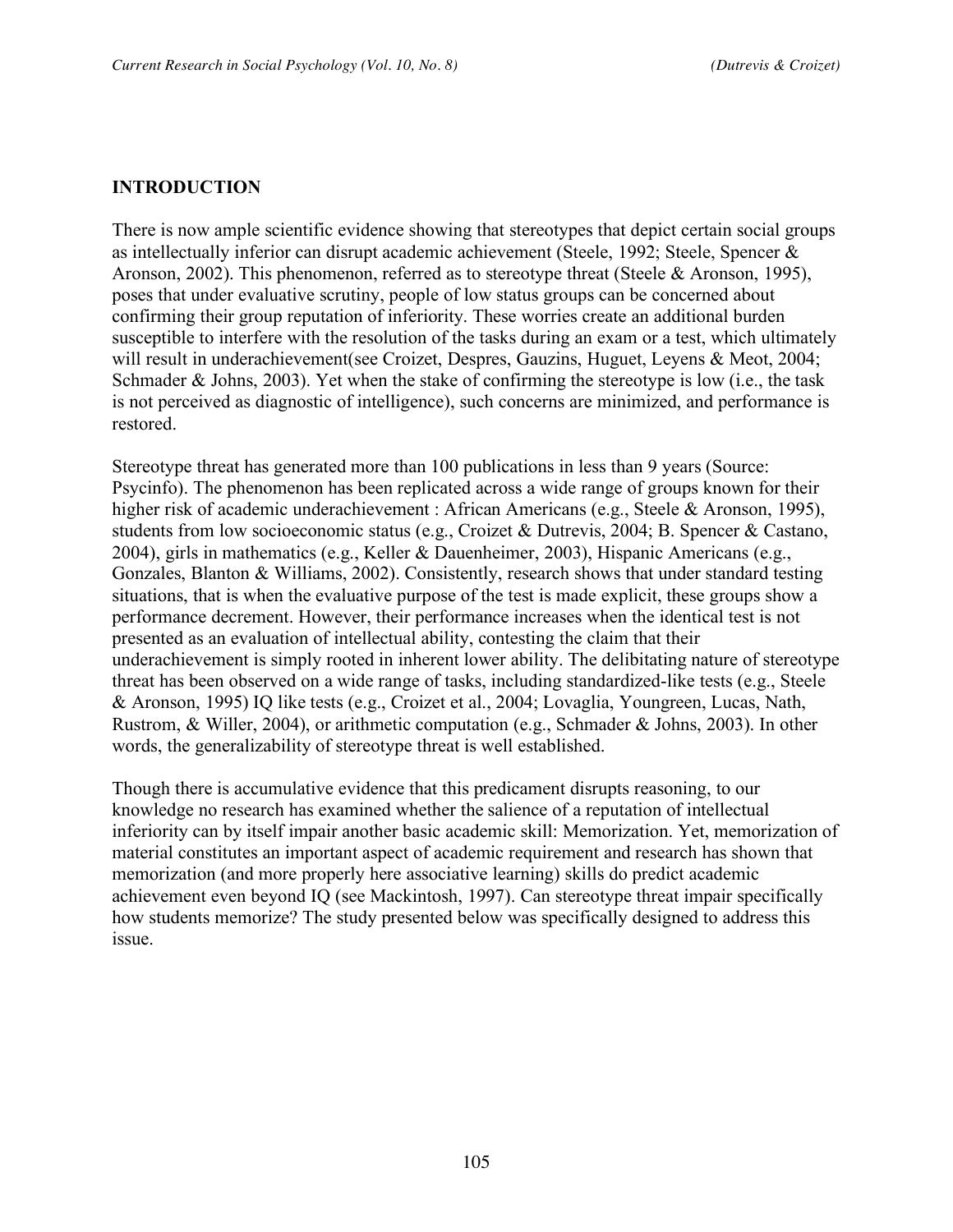## INTRODUCTION

There is now ample scientific evidence showing that stereotypes that depict certain social groups as intellectually inferior can disrupt academic achievement (Steele, 1992; Steele, Spencer & Aronson, 2002). This phenomenon, referred as to stereotype threat (Steele & Aronson, 1995), poses that under evaluative scrutiny, people of low status groups can be concerned about confirming their group reputation of inferiority. These worries create an additional burden susceptible to interfere with the resolution of the tasks during an exam or a test, which ultimately will result in underachievement(see Croizet, Despres, Gauzins, Huguet, Leyens & Meot, 2004; Schmader & Johns, 2003). Yet when the stake of confirming the stereotype is low (i.e., the task is not perceived as diagnostic of intelligence), such concerns are minimized, and performance is restored.

Stereotype threat has generated more than 100 publications in less than 9 years (Source: Psycinfo). The phenomenon has been replicated across a wide range of groups known for their higher risk of academic underachievement : African Americans (e.g., Steele & Aronson, 1995), students from low socioeconomic status (e.g., Croizet & Dutrevis, 2004; B. Spencer & Castano, 2004), girls in mathematics (e.g., Keller & Dauenheimer, 2003), Hispanic Americans (e.g., Gonzales, Blanton & Williams, 2002). Consistently, research shows that under standard testing situations, that is when the evaluative purpose of the test is made explicit, these groups show a performance decrement. However, their performance increases when the identical test is not presented as an evaluation of intellectual ability, contesting the claim that their underachievement is simply rooted in inherent lower ability. The delibitating nature of stereotype threat has been observed on a wide range of tasks, including standardized-like tests (e.g., Steele & Aronson, 1995) IQ like tests (e.g., Croizet et al., 2004; Lovaglia, Youngreen, Lucas, Nath, Rustrom, & Willer, 2004), or arithmetic computation (e.g., Schmader & Johns, 2003). In other words, the generalizability of stereotype threat is well established.

Though there is accumulative evidence that this predicament disrupts reasoning, to our knowledge no research has examined whether the salience of a reputation of intellectual inferiority can by itself impair another basic academic skill: Memorization. Yet, memorization of material constitutes an important aspect of academic requirement and research has shown that memorization (and more properly here associative learning) skills do predict academic achievement even beyond IQ (see Mackintosh, 1997). Can stereotype threat impair specifically how students memorize? The study presented below was specifically designed to address this issue.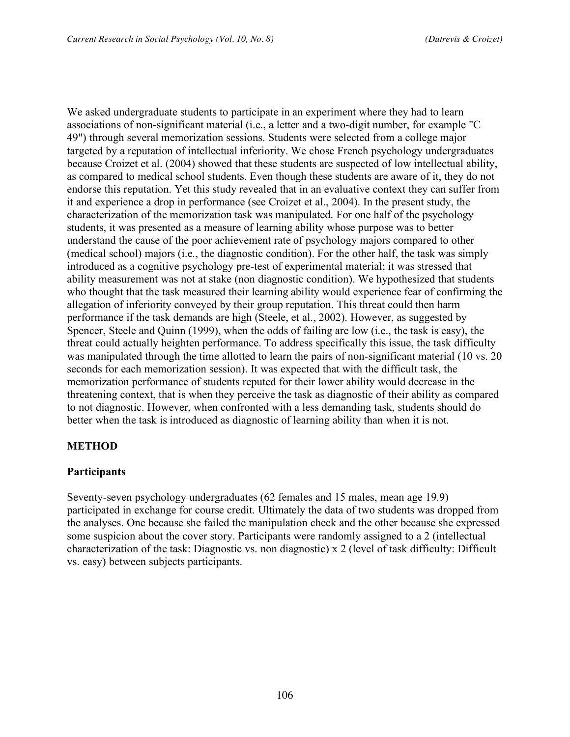We asked undergraduate students to participate in an experiment where they had to learn associations of non-significant material (i.e., a letter and a two-digit number, for example "C 49") through several memorization sessions. Students were selected from a college major targeted by a reputation of intellectual inferiority. We chose French psychology undergraduates because Croizet et al. (2004) showed that these students are suspected of low intellectual ability, as compared to medical school students. Even though these students are aware of it, they do not endorse this reputation. Yet this study revealed that in an evaluative context they can suffer from it and experience a drop in performance (see Croizet et al., 2004). In the present study, the characterization of the memorization task was manipulated. For one half of the psychology students, it was presented as a measure of learning ability whose purpose was to better understand the cause of the poor achievement rate of psychology majors compared to other (medical school) majors (i.e., the diagnostic condition). For the other half, the task was simply introduced as a cognitive psychology pre-test of experimental material; it was stressed that ability measurement was not at stake (non diagnostic condition). We hypothesized that students who thought that the task measured their learning ability would experience fear of confirming the allegation of inferiority conveyed by their group reputation. This threat could then harm performance if the task demands are high (Steele, et al., 2002). However, as suggested by Spencer, Steele and Quinn (1999), when the odds of failing are low (i.e., the task is easy), the threat could actually heighten performance. To address specifically this issue, the task difficulty was manipulated through the time allotted to learn the pairs of non-significant material (10 vs. 20 seconds for each memorization session). It was expected that with the difficult task, the memorization performance of students reputed for their lower ability would decrease in the threatening context, that is when they perceive the task as diagnostic of their ability as compared to not diagnostic. However, when confronted with a less demanding task, students should do better when the task is introduced as diagnostic of learning ability than when it is not.

## METHOD

### Participants

Seventy-seven psychology undergraduates (62 females and 15 males, mean age 19.9) participated in exchange for course credit. Ultimately the data of two students was dropped from the analyses. One because she failed the manipulation check and the other because she expressed some suspicion about the cover story. Participants were randomly assigned to a 2 (intellectual characterization of the task: Diagnostic vs. non diagnostic) x 2 (level of task difficulty: Difficult vs. easy) between subjects participants.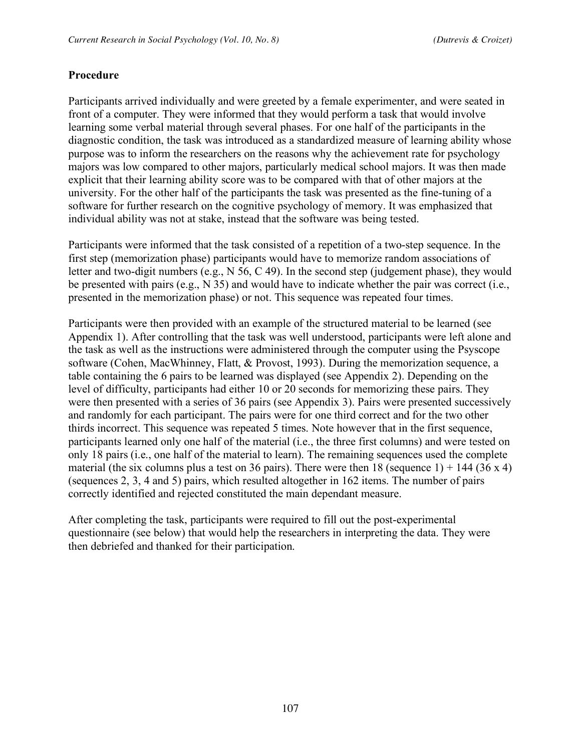## Procedure

Participants arrived individually and were greeted by a female experimenter, and were seated in front of a computer. They were informed that they would perform a task that would involve learning some verbal material through several phases. For one half of the participants in the diagnostic condition, the task was introduced as a standardized measure of learning ability whose purpose was to inform the researchers on the reasons why the achievement rate for psychology majors was low compared to other majors, particularly medical school majors. It was then made explicit that their learning ability score was to be compared with that of other majors at the university. For the other half of the participants the task was presented as the fine-tuning of a software for further research on the cognitive psychology of memory. It was emphasized that individual ability was not at stake, instead that the software was being tested.

Participants were informed that the task consisted of a repetition of a two-step sequence. In the first step (memorization phase) participants would have to memorize random associations of letter and two-digit numbers (e.g., N 56, C 49). In the second step (judgement phase), they would be presented with pairs (e.g., N 35) and would have to indicate whether the pair was correct (i.e., presented in the memorization phase) or not. This sequence was repeated four times.

Participants were then provided with an example of the structured material to be learned (see Appendix 1). After controlling that the task was well understood, participants were left alone and the task as well as the instructions were administered through the computer using the Psyscope software (Cohen, MacWhinney, Flatt, & Provost, 1993). During the memorization sequence, a table containing the 6 pairs to be learned was displayed (see Appendix 2). Depending on the level of difficulty, participants had either 10 or 20 seconds for memorizing these pairs. They were then presented with a series of 36 pairs (see Appendix 3). Pairs were presented successively and randomly for each participant. The pairs were for one third correct and for the two other thirds incorrect. This sequence was repeated 5 times. Note however that in the first sequence, participants learned only one half of the material (i.e., the three first columns) and were tested on only 18 pairs (i.e., one half of the material to learn). The remaining sequences used the complete material (the six columns plus a test on 36 pairs). There were then 18 (sequence 1) + 144 (36 x 4) (sequences 2, 3, 4 and 5) pairs, which resulted altogether in 162 items. The number of pairs correctly identified and rejected constituted the main dependant measure.

After completing the task, participants were required to fill out the post-experimental questionnaire (see below) that would help the researchers in interpreting the data. They were then debriefed and thanked for their participation.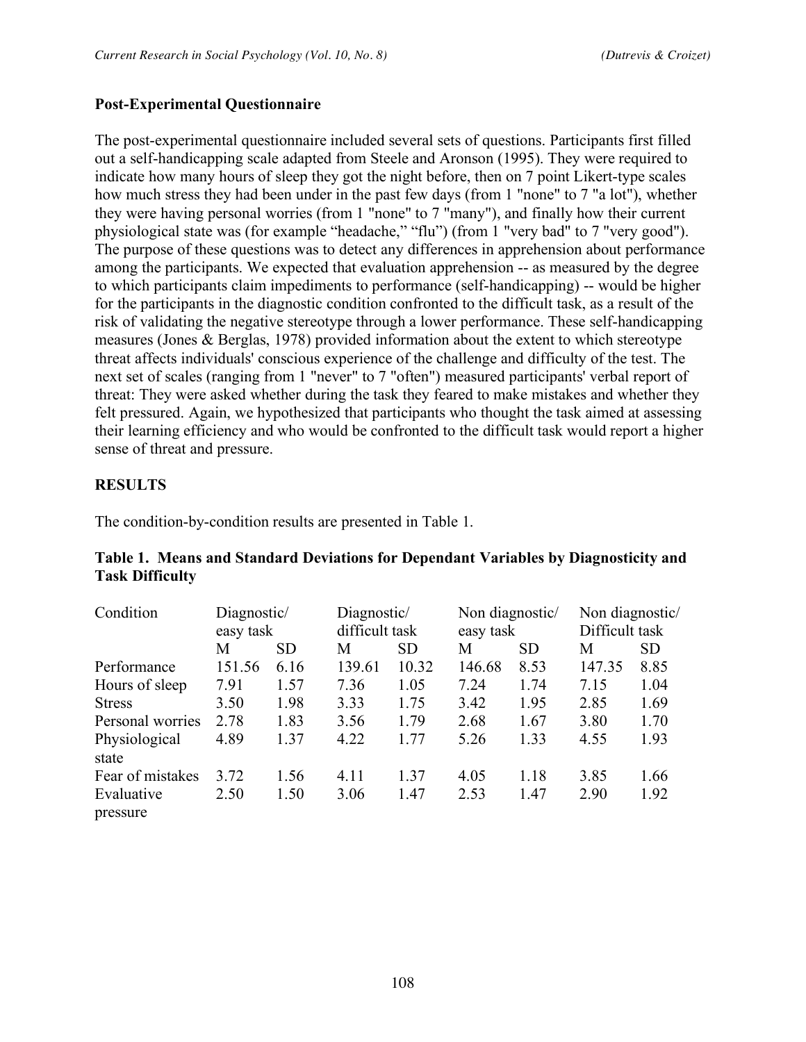### Post-Experimental Questionnaire

The post-experimental questionnaire included several sets of questions. Participants first filled out a self-handicapping scale adapted from Steele and Aronson (1995). They were required to indicate how many hours of sleep they got the night before, then on 7 point Likert-type scales how much stress they had been under in the past few days (from 1 "none" to 7 "a lot"), whether they were having personal worries (from 1 "none" to 7 "many"), and finally how their current physiological state was (for example "headache," "flu") (from 1 "very bad" to 7 "very good"). The purpose of these questions was to detect any differences in apprehension about performance among the participants. We expected that evaluation apprehension -- as measured by the degree to which participants claim impediments to performance (self-handicapping) -- would be higher for the participants in the diagnostic condition confronted to the difficult task, as a result of the risk of validating the negative stereotype through a lower performance. These self-handicapping measures (Jones & Berglas, 1978) provided information about the extent to which stereotype threat affects individuals' conscious experience of the challenge and difficulty of the test. The next set of scales (ranging from 1 "never" to 7 "often") measured participants' verbal report of threat: They were asked whether during the task they feared to make mistakes and whether they felt pressured. Again, we hypothesized that participants who thought the task aimed at assessing their learning efficiency and who would be confronted to the difficult task would report a higher sense of threat and pressure.

## RESULTS

The condition-by-condition results are presented in Table 1.

**Table 1. Means and Standard Deviations for Dependant Variables by Diagnosticity and Task Difficulty**

| Condition | Diagnostic/ easy task | | Diagnostic/ difficult task | | Non diagnostic/ easy task | | Non diagnostic/ Difficult task | |
|---|---|---|---|---|---|---|---|---|
| | M | SD | M | SD | M | SD | M | SD |
| Performance | 151.56 | 6.16 | 139.61 | 10.32 | 146.68 | 8.53 | 147.35 | 8.85 |
| Hours of sleep | 7.91 | 1.57 | 7.36 | 1.05 | 7.24 | 1.74 | 7.15 | 1.04 |
| Stress | 3.50 | 1.98 | 3.33 | 1.75 | 3.42 | 1.95 | 2.85 | 1.69 |
| Personal worries | 2.78 | 1.83 | 3.56 | 1.79 | 2.68 | 1.67 | 3.80 | 1.70 |
| Physiological state | 4.89 | 1.37 | 4.22 | 1.77 | 5.26 | 1.33 | 4.55 | 1.93 |
| Fear of mistakes | 3.72 | 1.56 | 4.11 | 1.37 | 4.05 | 1.18 | 3.85 | 1.66 |
| Evaluative pressure | 2.50 | 1.50 | 3.06 | 1.47 | 2.53 | 1.47 | 2.90 | 1.92 |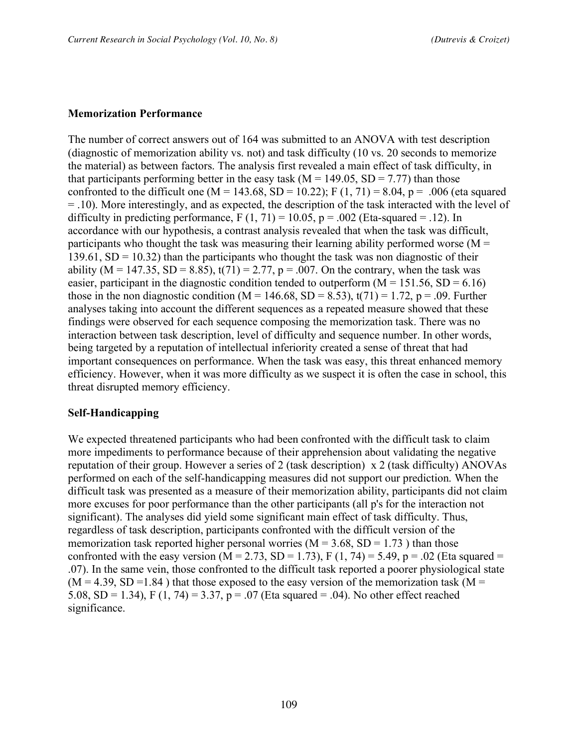### Memorization Performance

The number of correct answers out of 164 was submitted to an ANOVA with test description (diagnostic of memorization ability vs. not) and task difficulty (10 vs. 20 seconds to memorize the material) as between factors. The analysis first revealed a main effect of task difficulty, in that participants performing better in the easy task ($M = 149.05$, $SD = 7.77$) than those confronted to the difficult one ($M = 143.68$, $SD = 10.22$); $F(1, 71) = 8.04$, $p = .006$ (eta squared = .10). More interestingly, and as expected, the description of the task interacted with the level of difficulty in predicting performance, $F(1, 71) = 10.05$, $p = .002$ (Eta-squared = .12). In accordance with our hypothesis, a contrast analysis revealed that when the task was difficult, participants who thought the task was measuring their learning ability performed worse ($M = 139.61$, $SD = 10.32$) than the participants who thought the task was non diagnostic of their ability ($M = 147.35$, $SD = 8.85$), $t(71) = 2.77$, $p = .007$. On the contrary, when the task was easier, participant in the diagnostic condition tended to outperform ($M = 151.56$, $SD = 6.16$) those in the non diagnostic condition ($M = 146.68$, $SD = 8.53$), $t(71) = 1.72$, $p = .09$. Further analyses taking into account the different sequences as a repeated measure showed that these findings were observed for each sequence composing the memorization task. There was no interaction between task description, level of difficulty and sequence number. In other words, being targeted by a reputation of intellectual inferiority created a sense of threat that had important consequences on performance. When the task was easy, this threat enhanced memory efficiency. However, when it was more difficulty as we suspect it is often the case in school, this threat disrupted memory efficiency.

### Self-Handicapping

We expected threatened participants who had been confronted with the difficult task to claim more impediments to performance because of their apprehension about validating the negative reputation of their group. However a series of 2 (task description) x 2 (task difficulty) ANOVAs performed on each of the self-handicapping measures did not support our prediction. When the difficult task was presented as a measure of their memorization ability, participants did not claim more excuses for poor performance than the other participants (all p's for the interaction not significant). The analyses did yield some significant main effect of task difficulty. Thus, regardless of task description, participants confronted with the difficult version of the memorization task reported higher personal worries ($M = 3.68$, $SD = 1.73$) than those confronted with the easy version ($M = 2.73$, $SD = 1.73$), $F(1, 74) = 5.49$, $p = .02$ (Eta squared = .07). In the same vein, those confronted to the difficult task reported a poorer physiological state ($M = 4.39$, $SD = 1.84$) that those exposed to the easy version of the memorization task ($M = 5.08$, $SD = 1.34$), $F(1, 74) = 3.37$, $p = .07$ (Eta squared = .04). No other effect reached significance.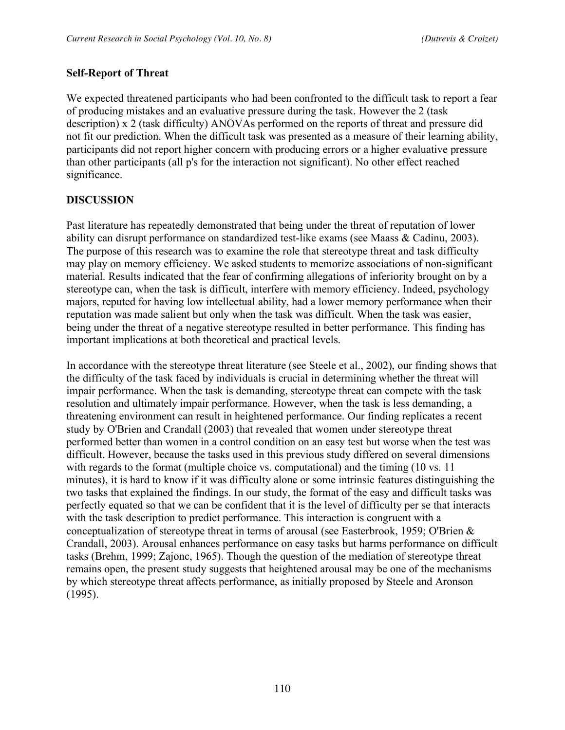**Self-Report of Threat**

We expected threatened participants who had been confronted to the difficult task to report a fear of producing mistakes and an evaluative pressure during the task. However the 2 (task description) x 2 (task difficulty) ANOVAs performed on the reports of threat and pressure did not fit our prediction. When the difficult task was presented as a measure of their learning ability, participants did not report higher concern with producing errors or a higher evaluative pressure than other participants (all p's for the interaction not significant). No other effect reached significance.

## DISCUSSION

Past literature has repeatedly demonstrated that being under the threat of reputation of lower ability can disrupt performance on standardized test-like exams (see Maass & Cadinu, 2003). The purpose of this research was to examine the role that stereotype threat and task difficulty may play on memory efficiency. We asked students to memorize associations of non-significant material. Results indicated that the fear of confirming allegations of inferiority brought on by a stereotype can, when the task is difficult, interfere with memory efficiency. Indeed, psychology majors, reputed for having low intellectual ability, had a lower memory performance when their reputation was made salient but only when the task was difficult. When the task was easier, being under the threat of a negative stereotype resulted in better performance. This finding has important implications at both theoretical and practical levels.

In accordance with the stereotype threat literature (see Steele et al., 2002), our finding shows that the difficulty of the task faced by individuals is crucial in determining whether the threat will impair performance. When the task is demanding, stereotype threat can compete with the task resolution and ultimately impair performance. However, when the task is less demanding, a threatening environment can result in heightened performance. Our finding replicates a recent study by O'Brien and Crandall (2003) that revealed that women under stereotype threat performed better than women in a control condition on an easy test but worse when the test was difficult. However, because the tasks used in this previous study differed on several dimensions with regards to the format (multiple choice vs. computational) and the timing (10 vs. 11 minutes), it is hard to know if it was difficulty alone or some intrinsic features distinguishing the two tasks that explained the findings. In our study, the format of the easy and difficult tasks was perfectly equated so that we can be confident that it is the level of difficulty per se that interacts with the task description to predict performance. This interaction is congruent with a conceptualization of stereotype threat in terms of arousal (see Easterbrook, 1959; O'Brien & Crandall, 2003). Arousal enhances performance on easy tasks but harms performance on difficult tasks (Brehm, 1999; Zajonc, 1965). Though the question of the mediation of stereotype threat remains open, the present study suggests that heightened arousal may be one of the mechanisms by which stereotype threat affects performance, as initially proposed by Steele and Aronson (1995).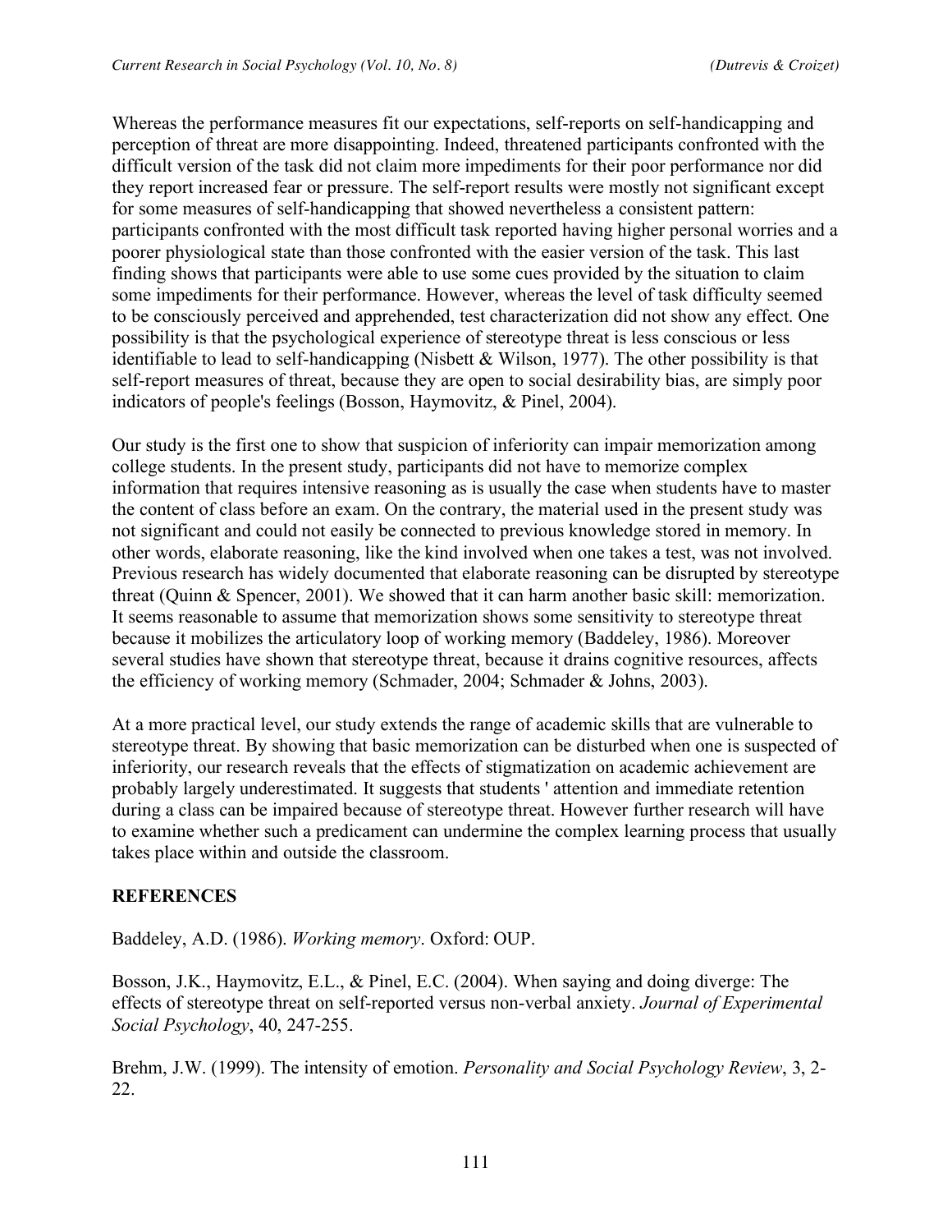Whereas the performance measures fit our expectations, self-reports on self-handicapping and perception of threat are more disappointing. Indeed, threatened participants confronted with the difficult version of the task did not claim more impediments for their poor performance nor did they report increased fear or pressure. The self-report results were mostly not significant except for some measures of self-handicapping that showed nevertheless a consistent pattern: participants confronted with the most difficult task reported having higher personal worries and a poorer physiological state than those confronted with the easier version of the task. This last finding shows that participants were able to use some cues provided by the situation to claim some impediments for their performance. However, whereas the level of task difficulty seemed to be consciously perceived and apprehended, test characterization did not show any effect. One possibility is that the psychological experience of stereotype threat is less conscious or less identifiable to lead to self-handicapping (Nisbett & Wilson, 1977). The other possibility is that self-report measures of threat, because they are open to social desirability bias, are simply poor indicators of people's feelings (Bosson, Haymovitz, & Pinel, 2004).

Our study is the first one to show that suspicion of inferiority can impair memorization among college students. In the present study, participants did not have to memorize complex information that requires intensive reasoning as is usually the case when students have to master the content of class before an exam. On the contrary, the material used in the present study was not significant and could not easily be connected to previous knowledge stored in memory. In other words, elaborate reasoning, like the kind involved when one takes a test, was not involved. Previous research has widely documented that elaborate reasoning can be disrupted by stereotype threat (Quinn & Spencer, 2001). We showed that it can harm another basic skill: memorization. It seems reasonable to assume that memorization shows some sensitivity to stereotype threat because it mobilizes the articulatory loop of working memory (Baddeley, 1986). Moreover several studies have shown that stereotype threat, because it drains cognitive resources, affects the efficiency of working memory (Schmader, 2004; Schmader & Johns, 2003).

At a more practical level, our study extends the range of academic skills that are vulnerable to stereotype threat. By showing that basic memorization can be disturbed when one is suspected of inferiority, our research reveals that the effects of stigmatization on academic achievement are probably largely underestimated. It suggests that students ' attention and immediate retention during a class can be impaired because of stereotype threat. However further research will have to examine whether such a predicament can undermine the complex learning process that usually takes place within and outside the classroom.

## REFERENCES

Baddeley, A.D. (1986). *Working memory*. Oxford: OUP.

Bosson, J.K., Haymovitz, E.L., & Pinel, E.C. (2004). When saying and doing diverge: The effects of stereotype threat on self-reported versus non-verbal anxiety. *Journal of Experimental Social Psychology*, 40, 247-255.

Brehm, J.W. (1999). The intensity of emotion. *Personality and Social Psychology Review*, 3, 2-22.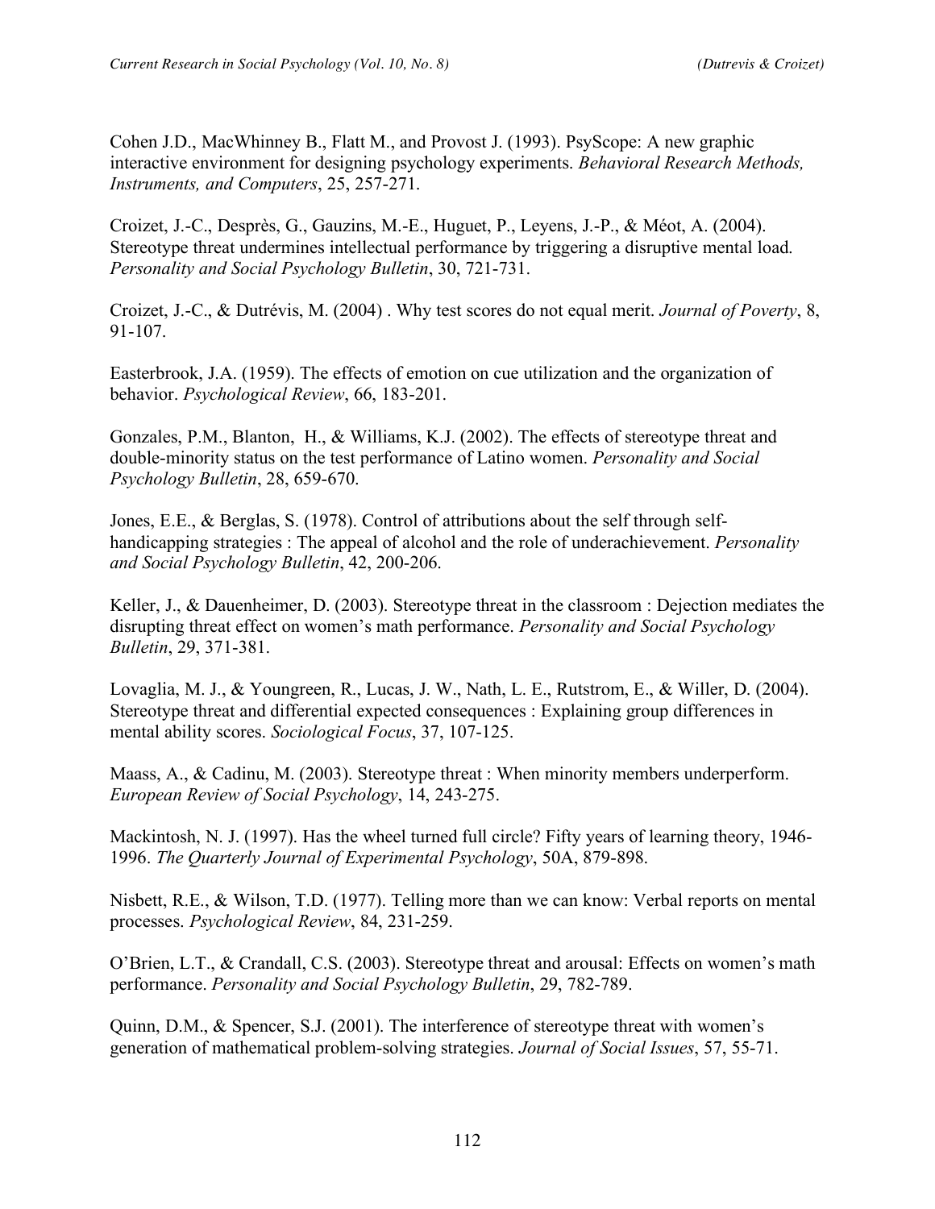Cohen J.D., MacWhinney B., Flatt M., and Provost J. (1993). PsyScope: A new graphic interactive environment for designing psychology experiments. *Behavioral Research Methods, Instruments, and Computers*, 25, 257-271.

Croizet, J.-C., Desprès, G., Gauzins, M.-E., Huguet, P., Leyens, J.-P., & Méot, A. (2004). Stereotype threat undermines intellectual performance by triggering a disruptive mental load. *Personality and Social Psychology Bulletin*, 30, 721-731.

Croizet, J.-C., & Dutrévis, M. (2004) . Why test scores do not equal merit. *Journal of Poverty*, 8, 91-107.

Easterbrook, J.A. (1959). The effects of emotion on cue utilization and the organization of behavior. *Psychological Review*, 66, 183-201.

Gonzales, P.M., Blanton, H., & Williams, K.J. (2002). The effects of stereotype threat and double-minority status on the test performance of Latino women. *Personality and Social Psychology Bulletin*, 28, 659-670.

Jones, E.E., & Berglas, S. (1978). Control of attributions about the self through self-handicapping strategies : The appeal of alcohol and the role of underachievement. *Personality and Social Psychology Bulletin*, 42, 200-206.

Keller, J., & Dauenheimer, D. (2003). Stereotype threat in the classroom : Dejection mediates the disrupting threat effect on women's math performance. *Personality and Social Psychology Bulletin*, 29, 371-381.

Lovaglia, M. J., & Youngreen, R., Lucas, J. W., Nath, L. E., Rutstrom, E., & Willer, D. (2004). Stereotype threat and differential expected consequences : Explaining group differences in mental ability scores. *Sociological Focus*, 37, 107-125.

Maass, A., & Cadinu, M. (2003). Stereotype threat : When minority members underperform. *European Review of Social Psychology*, 14, 243-275.

Mackintosh, N. J. (1997). Has the wheel turned full circle? Fifty years of learning theory, 1946-1996. *The Quarterly Journal of Experimental Psychology*, 50A, 879-898.

Nisbett, R.E., & Wilson, T.D. (1977). Telling more than we can know: Verbal reports on mental processes. *Psychological Review*, 84, 231-259.

O'Brien, L.T., & Crandall, C.S. (2003). Stereotype threat and arousal: Effects on women's math performance. *Personality and Social Psychology Bulletin*, 29, 782-789.

Quinn, D.M., & Spencer, S.J. (2001). The interference of stereotype threat with women's generation of mathematical problem-solving strategies. *Journal of Social Issues*, 57, 55-71.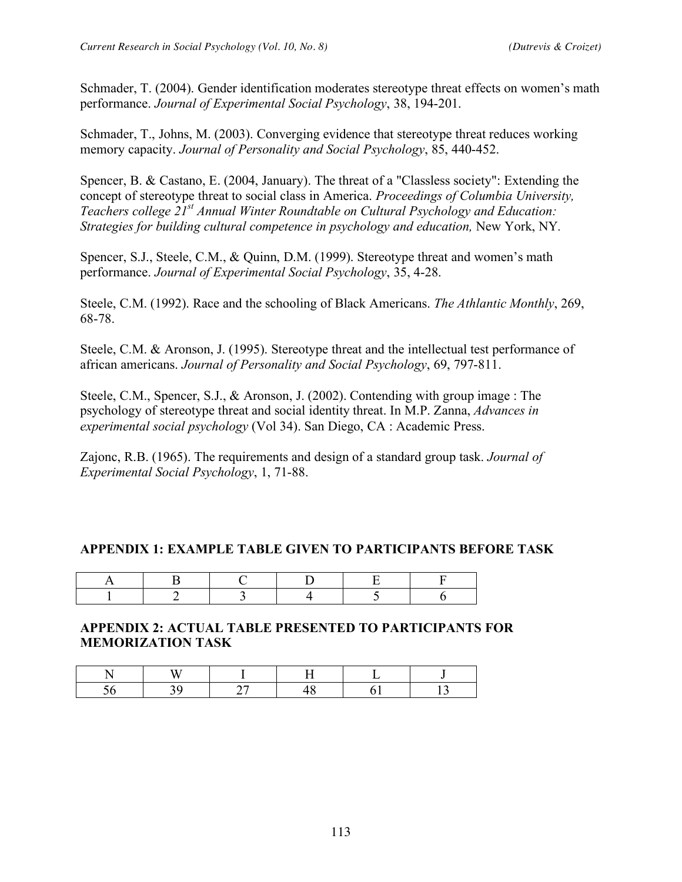Schmader, T. (2004). Gender identification moderates stereotype threat effects on women's math performance. *Journal of Experimental Social Psychology*, 38, 194-201.

Schmader, T., Johns, M. (2003). Converging evidence that stereotype threat reduces working memory capacity. *Journal of Personality and Social Psychology*, 85, 440-452.

Spencer, B. & Castano, E. (2004, January). The threat of a "Classless society": Extending the concept of stereotype threat to social class in America. *Proceedings of Columbia University, Teachers college 21st Annual Winter Roundtable on Cultural Psychology and Education: Strategies for building cultural competence in psychology and education,* New York, NY.

Spencer, S.J., Steele, C.M., & Quinn, D.M. (1999). Stereotype threat and women's math performance. *Journal of Experimental Social Psychology*, 35, 4-28.

Steele, C.M. (1992). Race and the schooling of Black Americans. *The Athlantic Monthly*, 269, 68-78.

Steele, C.M. & Aronson, J. (1995). Stereotype threat and the intellectual test performance of african americans. *Journal of Personality and Social Psychology*, 69, 797-811.

Steele, C.M., Spencer, S.J., & Aronson, J. (2002). Contending with group image : The psychology of stereotype threat and social identity threat. In M.P. Zanna, *Advances in experimental social psychology* (Vol 34). San Diego, CA : Academic Press.

Zajonc, R.B. (1965). The requirements and design of a standard group task. *Journal of Experimental Social Psychology*, 1, 71-88.

### APPENDIX 1: EXAMPLE TABLE GIVEN TO PARTICIPANTS BEFORE TASK

| | | | | | |
|---|---|---|---|---|---|
| A | B | C | D | E | F |
| 1 | 2 | 3 | 4 | 5 | 6 |

### APPENDIX 2: ACTUAL TABLE PRESENTED TO PARTICIPANTS FOR MEMORIZATION TASK

| | | | | | |
|---|---|---|---|---|---|
| N | W | I | H | L | J |
| 56 | 39 | 27 | 48 | 61 | 13 |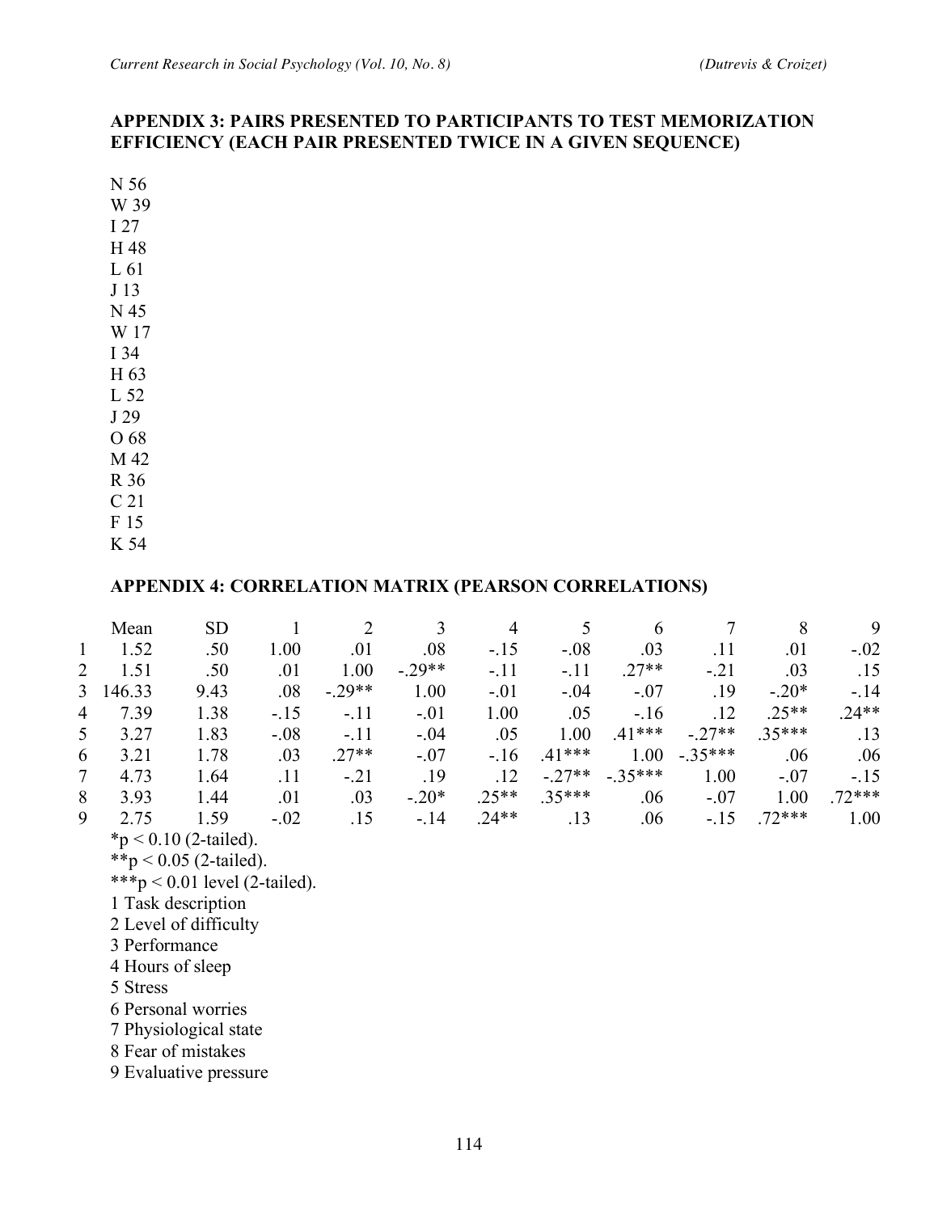### APPENDIX 3: PAIRS PRESENTED TO PARTICIPANTS TO TEST MEMORIZATION EFFICIENCY (EACH PAIR PRESENTED TWICE IN A GIVEN SEQUENCE)

N 56  
W 39  
I 27  
H 48  
L 61  
J 13  
N 45  
W 17  
I 34  
H 63  
L 52  
J 29  
O 68  
M 42  
R 36  
C 21  
F 15  
K 54

### APPENDIX 4: CORRELATION MATRIX (PEARSON CORRELATIONS)

| | Mean | SD | 1 | 2 | 3 | 4 | 5 | 6 | 7 | 8 | 9 |
|---|---|---|---|---|---|---|---|---|---|---|---|
| 1 | 1.52 | .50 | 1.00 | .01 | .08 | -.15 | -.08 | .03 | .11 | .01 | -.02 |
| 2 | 1.51 | .50 | .01 | 1.00 | -.29** | -.11 | -.11 | .27** | -.21 | .03 | .15 |
| 3 | 146.33 | 9.43 | .08 | -.29** | 1.00 | -.01 | -.04 | -.07 | .19 | -.20* | -.14 |
| 4 | 7.39 | 1.38 | -.15 | -.11 | -.01 | 1.00 | .05 | -.16 | .12 | .25** | .24** |
| 5 | 3.27 | 1.83 | -.08 | -.11 | -.04 | .05 | 1.00 | .41*** | -.27** | .35*** | .13 |
| 6 | 3.21 | 1.78 | .03 | .27** | -.07 | -.16 | .41*** | 1.00 | -.35*** | .06 | .06 |
| 7 | 4.73 | 1.64 | .11 | -.21 | .19 | .12 | -.27** | -.35*** | 1.00 | -.07 | -.15 |
| 8 | 3.93 | 1.44 | .01 | .03 | -.20* | .25** | .35*** | .06 | -.07 | 1.00 | .72*** |
| 9 | 2.75 | 1.59 | -.02 | .15 | -.14 | .24** | .13 | .06 | -.15 | .72*** | 1.00 |

*$p < 0.10$ (2-tailed).  
**$p < 0.05$ (2-tailed).  
***$p < 0.01$ level (2-tailed).

1 Task description  
2 Level of difficulty  
3 Performance  
4 Hours of sleep  
5 Stress  
6 Personal worries  
7 Physiological state  
8 Fear of mistakes  
9 Evaluative pressure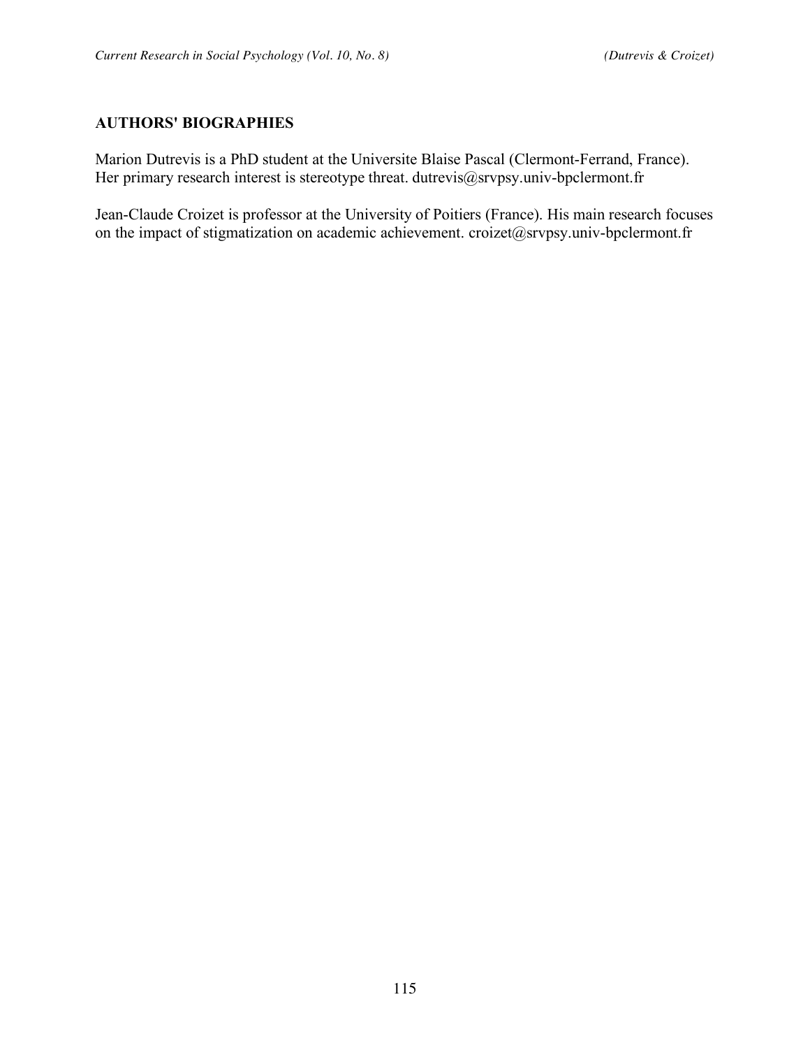## AUTHORS' BIOGRAPHIES

Marion Dutrevis is a PhD student at the Universite Blaise Pascal (Clermont-Ferrand, France). Her primary research interest is stereotype threat. dutrevis@srvpsy.univ-bpclermont.fr

Jean-Claude Croizet is professor at the University of Poitiers (France). His main research focuses on the impact of stigmatization on academic achievement. croizet@srvpsy.univ-bpclermont.fr